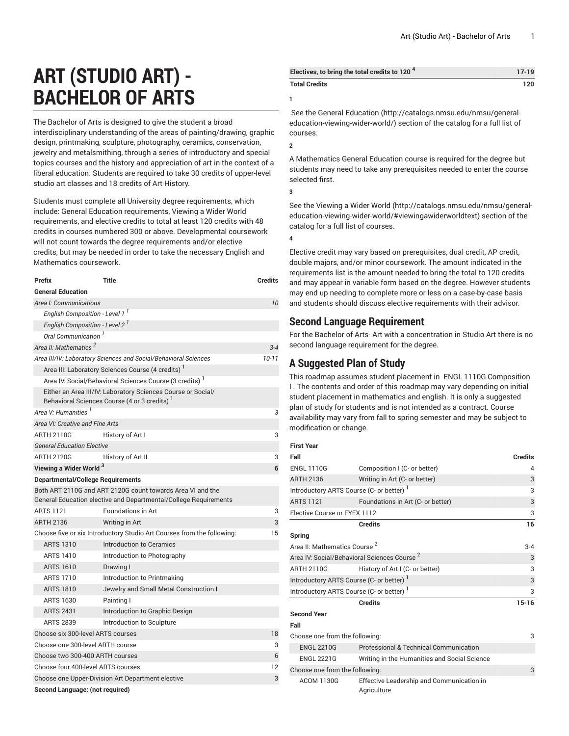# ART (STUDIO ART) - BACHELOR OF ARTS

The Bachelor of Arts is designed to give the student a broad interdisciplinary understanding of the areas of painting/drawing, graphic design, printmaking, sculpture, photography, ceramics, conservation, jewelry and metalsmithing, through a series of introductory and special topics courses and the history and appreciation of art in the context of a liberal education. Students are required to take 30 credits of upper-level studio art classes and 18 credits of Art History.

Students must complete all University degree requirements, which include: General Education requirements, Viewing a Wider World requirements, and elective credits to total at least 120 credits with 48 credits in courses numbered 300 or above. Developmental coursework will not count towards the degree requirements and/or elective credits, but may be needed in order to take the necessary English and Mathematics coursework.

| Prefix | Title | Credits |
|---|---|---|
| **General Education** | | |
| *Area I: Communications* | | *10* |
| *English Composition - Level 1* [1] | | |
| *English Composition - Level 2* [1] | | |
| *Oral Communication* [1] | | |
| *Area II: Mathematics* [2] | | *3-4* |
| *Area III/IV: Laboratory Sciences and Social/Behavioral Sciences* | | *10-11* |
| Area III: Laboratory Sciences Course (4 credits) [1] | | |
| Area IV: Social/Behavioral Sciences Course (3 credits) [1] | | |
| Either an Area III/IV: Laboratory Sciences Course or Social/Behavioral Sciences Course (4 or 3 credits) [1] | | |
| *Area V: Humanities* [1] | | *3* |
| *Area VI: Creative and Fine Arts* | | |
| ARTH 2110G | History of Art I | 3 |
| *General Education Elective* | | |
| ARTH 2120G | History of Art II | 3 |
| **Viewing a Wider World** [3] | | **6** |
| **Departmental/College Requirements** | | |
| Both ART 2110G and ART 2120G count towards Area VI and the General Education elective and Departmental/College Requirements | | |
| ARTS 1121 | Foundations in Art | 3 |
| ARTH 2136 | Writing in Art | 3 |
| Choose five or six Introductory Studio Art Courses from the following: | | 15 |
| ARTS 1310 | Introduction to Ceramics | |
| ARTS 1410 | Introduction to Photography | |
| ARTS 1610 | Drawing I | |
| ARTS 1710 | Introduction to Printmaking | |
| ARTS 1810 | Jewelry and Small Metal Construction I | |
| ARTS 1630 | Painting I | |
| ARTS 2431 | Introduction to Graphic Design | |
| ARTS 2839 | Introduction to Sculpture | |
| Choose six 300-level ARTS courses | | 18 |
| Choose one 300-level ARTH course | | 3 |
| Choose two 300-400 ARTH courses | | 6 |
| Choose four 400-level ARTS courses | | 12 |
| Choose one Upper-Division Art Department elective | | 3 |
| **Second Language: (not required)** | | |
| **Electives, to bring the total credits to 120** [4] | | **17-19** |
| **Total Credits** | | **120** |

**1**

See the General Education (http://catalogs.nmsu.edu/nmsu/general-education-viewing-wider-world/) section of the catalog for a full list of courses.

**2**

A Mathematics General Education course is required for the degree but students may need to take any prerequisites needed to enter the course selected first.

**3**

See the Viewing a Wider World (http://catalogs.nmsu.edu/nmsu/general-education-viewing-wider-world/#viewingawiderworldtext) section of the catalog for a full list of courses.

**4**

Elective credit may vary based on prerequisites, dual credit, AP credit, double majors, and/or minor coursework. The amount indicated in the requirements list is the amount needed to bring the total to 120 credits and may appear in variable form based on the degree. However students may end up needing to complete more or less on a case-by-case basis and students should discuss elective requirements with their advisor.

## Second Language Requirement

For the Bachelor of Arts- Art with a concentration in Studio Art there is no second language requirement for the degree.

## A Suggested Plan of Study

This roadmap assumes student placement in ENGL 1110G Composition I . The contents and order of this roadmap may vary depending on initial student placement in mathematics and english. It is only a suggested plan of study for students and is not intended as a contract. Course availability may vary from fall to spring semester and may be subject to modification or change.

| First Year | | |
|---|---|---|
| **Fall** | | **Credits** |
| ENGL 1110G | Composition I (C- or better) | 4 |
| ARTH 2136 | Writing in Art (C- or better) | 3 |
| Introductory ARTS Course (C- or better) [1] | | 3 |
| ARTS 1121 | Foundations in Art (C- or better) | 3 |
| Elective Course or FYEX 1112 | | 3 |
| | **Credits** | **16** |
| **Spring** | | |
| Area II: Mathematics Course [2] | | 3-4 |
| Area IV: Social/Behavioral Sciences Course [2] | | 3 |
| ARTH 2110G | History of Art I (C- or better) | 3 |
| Introductory ARTS Course (C- or better) [1] | | 3 |
| Introductory ARTS Course (C- or better) [1] | | 3 |
| | **Credits** | **15-16** |
| **Second Year** | | |
| **Fall** | | |
| Choose one from the following: | | 3 |
| ENGL 2210G | Professional & Technical Communication | |
| ENGL 2221G | Writing in the Humanities and Social Science | |
| Choose one from the following: | | 3 |
| ACOM 1130G | Effective Leadership and Communication in Agriculture | |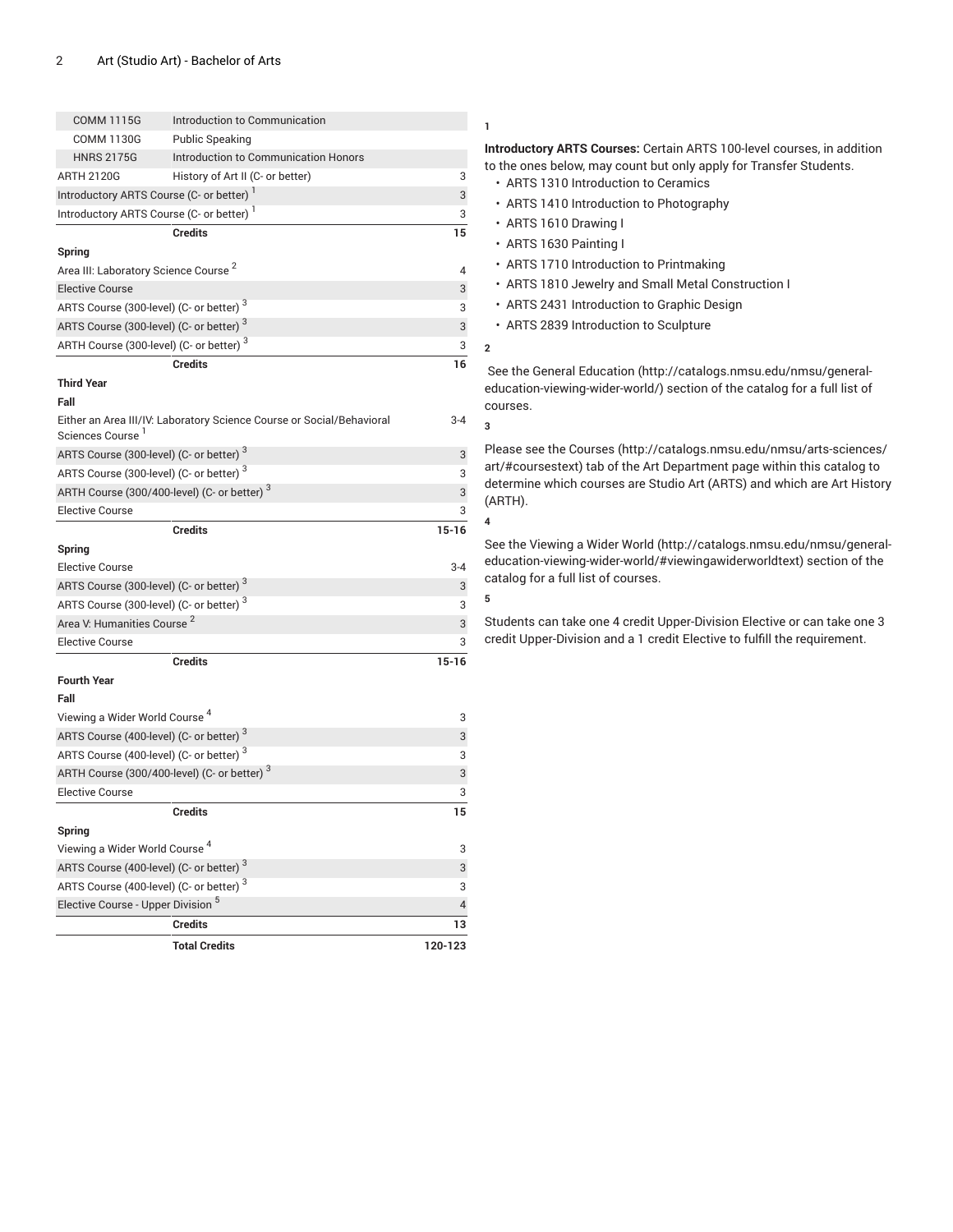| | | |
|---|---|---|
| COMM 1115G | Introduction to Communication | |
| COMM 1130G | Public Speaking | |
| HNRS 2175G | Introduction to Communication Honors | |
| ARTH 2120G | History of Art II (C- or better) | 3 |
| Introductory ARTS Course (C- or better) [1] | | 3 |
| Introductory ARTS Course (C- or better) [1] | | 3 |
| | **Credits** | **15** |
| **Spring** | | |
| Area III: Laboratory Science Course [2] | | 4 |
| Elective Course | | 3 |
| ARTS Course (300-level) (C- or better) [3] | | 3 |
| ARTS Course (300-level) (C- or better) [3] | | 3 |
| ARTH Course (300-level) (C- or better) [3] | | 3 |
| | **Credits** | **16** |
| **Third Year** | | |
| **Fall** | | |
| Either an Area III/IV: Laboratory Science Course or Social/Behavioral Sciences Course [1] | | 3-4 |
| ARTS Course (300-level) (C- or better) [3] | | 3 |
| ARTS Course (300-level) (C- or better) [3] | | 3 |
| ARTH Course (300/400-level) (C- or better) [3] | | 3 |
| Elective Course | | 3 |
| | **Credits** | **15-16** |
| **Spring** | | |
| Elective Course | | 3-4 |
| ARTS Course (300-level) (C- or better) [3] | | 3 |
| ARTS Course (300-level) (C- or better) [3] | | 3 |
| Area V: Humanities Course [2] | | 3 |
| Elective Course | | 3 |
| | **Credits** | **15-16** |
| **Fourth Year** | | |
| **Fall** | | |
| Viewing a Wider World Course [4] | | 3 |
| ARTS Course (400-level) (C- or better) [3] | | 3 |
| ARTS Course (400-level) (C- or better) [3] | | 3 |
| ARTH Course (300/400-level) (C- or better) [3] | | 3 |
| Elective Course | | 3 |
| | **Credits** | **15** |
| **Spring** | | |
| Viewing a Wider World Course [4] | | 3 |
| ARTS Course (400-level) (C- or better) [3] | | 3 |
| ARTS Course (400-level) (C- or better) [3] | | 3 |
| Elective Course - Upper Division [5] | | 4 |
| | **Credits** | **13** |
| | **Total Credits** | **120-123** |

**1**

**Introductory ARTS Courses:** Certain ARTS 100-level courses, in addition to the ones below, may count but only apply for Transfer Students.

- ARTS 1310 Introduction to Ceramics
- ARTS 1410 Introduction to Photography
- ARTS 1610 Drawing I
- ARTS 1630 Painting I
- ARTS 1710 Introduction to Printmaking
- ARTS 1810 Jewelry and Small Metal Construction I
- ARTS 2431 Introduction to Graphic Design
- ARTS 2839 Introduction to Sculpture

**2**

See the General Education (http://catalogs.nmsu.edu/nmsu/general-education-viewing-wider-world/) section of the catalog for a full list of courses.

**3**

Please see the Courses (http://catalogs.nmsu.edu/nmsu/arts-sciences/art/#coursestext) tab of the Art Department page within this catalog to determine which courses are Studio Art (ARTS) and which are Art History (ARTH).

**4**

See the Viewing a Wider World (http://catalogs.nmsu.edu/nmsu/general-education-viewing-wider-world/#viewingawiderworldtext) section of the catalog for a full list of courses.

**5**

Students can take one 4 credit Upper-Division Elective or can take one 3 credit Upper-Division and a 1 credit Elective to fulfill the requirement.